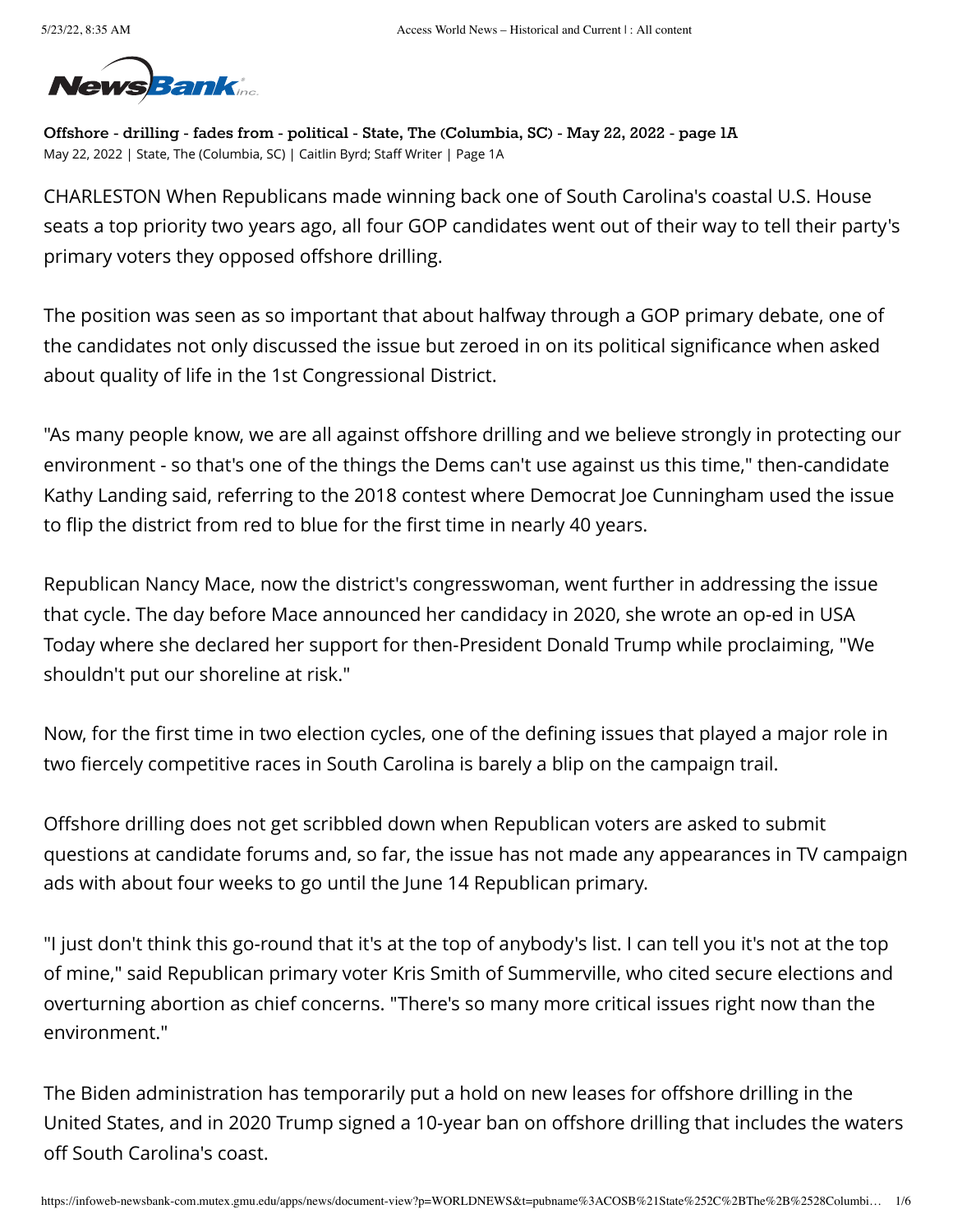**Offshore - drilling - fades from - political - State, The (Columbia, SC) - May 22, 2022 - page 1A**

May 22, 2022 | State, The (Columbia, SC) | Caitlin Byrd; Staff Writer | Page 1A

CHARLESTON When Republicans made winning back one of South Carolina's coastal U.S. House seats a top priority two years ago, all four GOP candidates went out of their way to tell their party's primary voters they opposed offshore drilling.

The position was seen as so important that about halfway through a GOP primary debate, one of the candidates not only discussed the issue but zeroed in on its political significance when asked about quality of life in the 1st Congressional District.

"As many people know, we are all against offshore drilling and we believe strongly in protecting our environment - so that's one of the things the Dems can't use against us this time," then-candidate Kathy Landing said, referring to the 2018 contest where Democrat Joe Cunningham used the issue to flip the district from red to blue for the first time in nearly 40 years.

Republican Nancy Mace, now the district's congresswoman, went further in addressing the issue that cycle. The day before Mace announced her candidacy in 2020, she wrote an op-ed in USA Today where she declared her support for then-President Donald Trump while proclaiming, "We shouldn't put our shoreline at risk."

Now, for the first time in two election cycles, one of the defining issues that played a major role in two fiercely competitive races in South Carolina is barely a blip on the campaign trail.

Offshore drilling does not get scribbled down when Republican voters are asked to submit questions at candidate forums and, so far, the issue has not made any appearances in TV campaign ads with about four weeks to go until the June 14 Republican primary.

"I just don't think this go-round that it's at the top of anybody's list. I can tell you it's not at the top of mine," said Republican primary voter Kris Smith of Summerville, who cited secure elections and overturning abortion as chief concerns. "There's so many more critical issues right now than the environment."

The Biden administration has temporarily put a hold on new leases for offshore drilling in the United States, and in 2020 Trump signed a 10-year ban on offshore drilling that includes the waters off South Carolina's coast.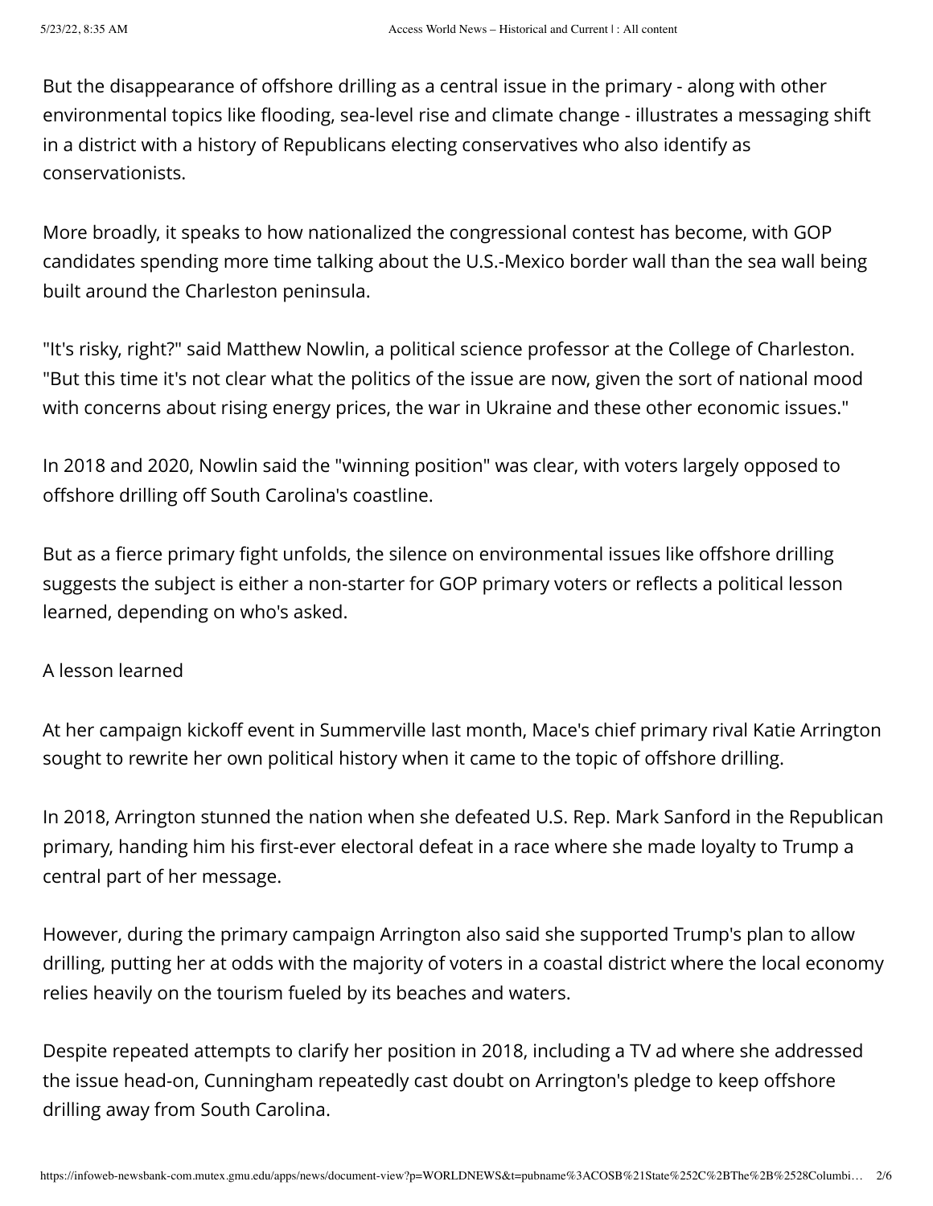But the disappearance of offshore drilling as a central issue in the primary - along with other environmental topics like flooding, sea-level rise and climate change - illustrates a messaging shift in a district with a history of Republicans electing conservatives who also identify as conservationists.

More broadly, it speaks to how nationalized the congressional contest has become, with GOP candidates spending more time talking about the U.S.-Mexico border wall than the sea wall being built around the Charleston peninsula.

"It's risky, right?" said Matthew Nowlin, a political science professor at the College of Charleston. "But this time it's not clear what the politics of the issue are now, given the sort of national mood with concerns about rising energy prices, the war in Ukraine and these other economic issues."

In 2018 and 2020, Nowlin said the "winning position" was clear, with voters largely opposed to offshore drilling off South Carolina's coastline.

But as a fierce primary fight unfolds, the silence on environmental issues like offshore drilling suggests the subject is either a non-starter for GOP primary voters or reflects a political lesson learned, depending on who's asked.

## A lesson learned

At her campaign kickoff event in Summerville last month, Mace's chief primary rival Katie Arrington sought to rewrite her own political history when it came to the topic of offshore drilling.

In 2018, Arrington stunned the nation when she defeated U.S. Rep. Mark Sanford in the Republican primary, handing him his first-ever electoral defeat in a race where she made loyalty to Trump a central part of her message.

However, during the primary campaign Arrington also said she supported Trump's plan to allow drilling, putting her at odds with the majority of voters in a coastal district where the local economy relies heavily on the tourism fueled by its beaches and waters.

Despite repeated attempts to clarify her position in 2018, including a TV ad where she addressed the issue head-on, Cunningham repeatedly cast doubt on Arrington's pledge to keep offshore drilling away from South Carolina.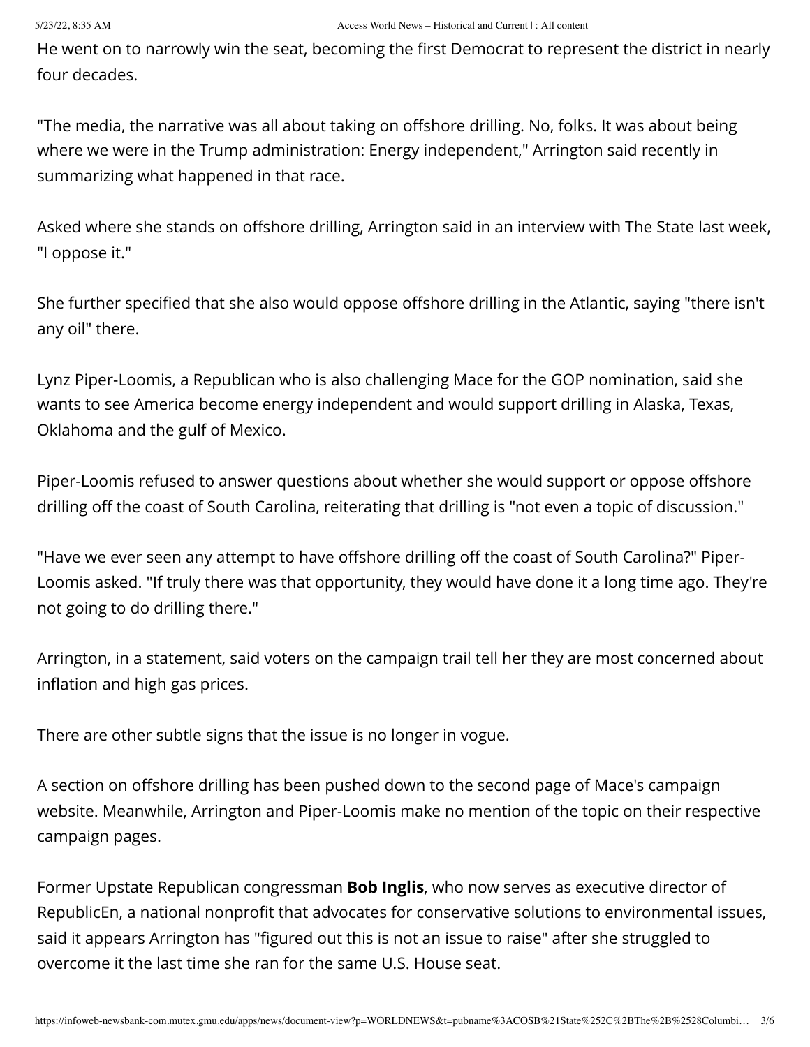He went on to narrowly win the seat, becoming the first Democrat to represent the district in nearly four decades.

"The media, the narrative was all about taking on offshore drilling. No, folks. It was about being where we were in the Trump administration: Energy independent," Arrington said recently in summarizing what happened in that race.

Asked where she stands on offshore drilling, Arrington said in an interview with The State last week, "I oppose it."

She further specified that she also would oppose offshore drilling in the Atlantic, saying "there isn't any oil" there.

Lynz Piper-Loomis, a Republican who is also challenging Mace for the GOP nomination, said she wants to see America become energy independent and would support drilling in Alaska, Texas, Oklahoma and the gulf of Mexico.

Piper-Loomis refused to answer questions about whether she would support or oppose offshore drilling off the coast of South Carolina, reiterating that drilling is "not even a topic of discussion."

"Have we ever seen any attempt to have offshore drilling off the coast of South Carolina?" Piper-Loomis asked. "If truly there was that opportunity, they would have done it a long time ago. They're not going to do drilling there."

Arrington, in a statement, said voters on the campaign trail tell her they are most concerned about inflation and high gas prices.

There are other subtle signs that the issue is no longer in vogue.

A section on offshore drilling has been pushed down to the second page of Mace's campaign website. Meanwhile, Arrington and Piper-Loomis make no mention of the topic on their respective campaign pages.

Former Upstate Republican congressman **Bob Inglis**, who now serves as executive director of RepublicEn, a national nonprofit that advocates for conservative solutions to environmental issues, said it appears Arrington has "figured out this is not an issue to raise" after she struggled to overcome it the last time she ran for the same U.S. House seat.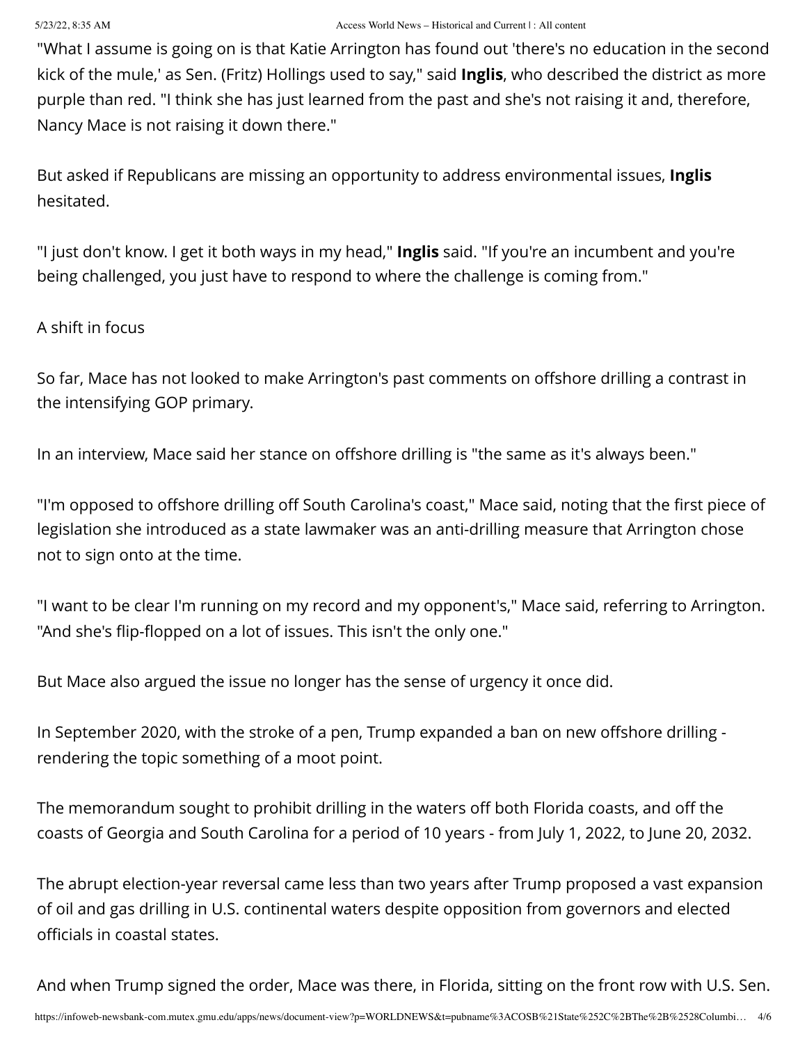"What I assume is going on is that Katie Arrington has found out 'there's no education in the second kick of the mule,' as Sen. (Fritz) Hollings used to say," said **Inglis**, who described the district as more purple than red. "I think she has just learned from the past and she's not raising it and, therefore, Nancy Mace is not raising it down there."

But asked if Republicans are missing an opportunity to address environmental issues, **Inglis** hesitated.

"I just don't know. I get it both ways in my head," **Inglis** said. "If you're an incumbent and you're being challenged, you just have to respond to where the challenge is coming from."

A shift in focus

So far, Mace has not looked to make Arrington's past comments on offshore drilling a contrast in the intensifying GOP primary.

In an interview, Mace said her stance on offshore drilling is "the same as it's always been."

"I'm opposed to offshore drilling off South Carolina's coast," Mace said, noting that the first piece of legislation she introduced as a state lawmaker was an anti-drilling measure that Arrington chose not to sign onto at the time.

"I want to be clear I'm running on my record and my opponent's," Mace said, referring to Arrington. "And she's flip-flopped on a lot of issues. This isn't the only one."

But Mace also argued the issue no longer has the sense of urgency it once did.

In September 2020, with the stroke of a pen, Trump expanded a ban on new offshore drilling - rendering the topic something of a moot point.

The memorandum sought to prohibit drilling in the waters off both Florida coasts, and off the coasts of Georgia and South Carolina for a period of 10 years - from July 1, 2022, to June 20, 2032.

The abrupt election-year reversal came less than two years after Trump proposed a vast expansion of oil and gas drilling in U.S. continental waters despite opposition from governors and elected officials in coastal states.

And when Trump signed the order, Mace was there, in Florida, sitting on the front row with U.S. Sen.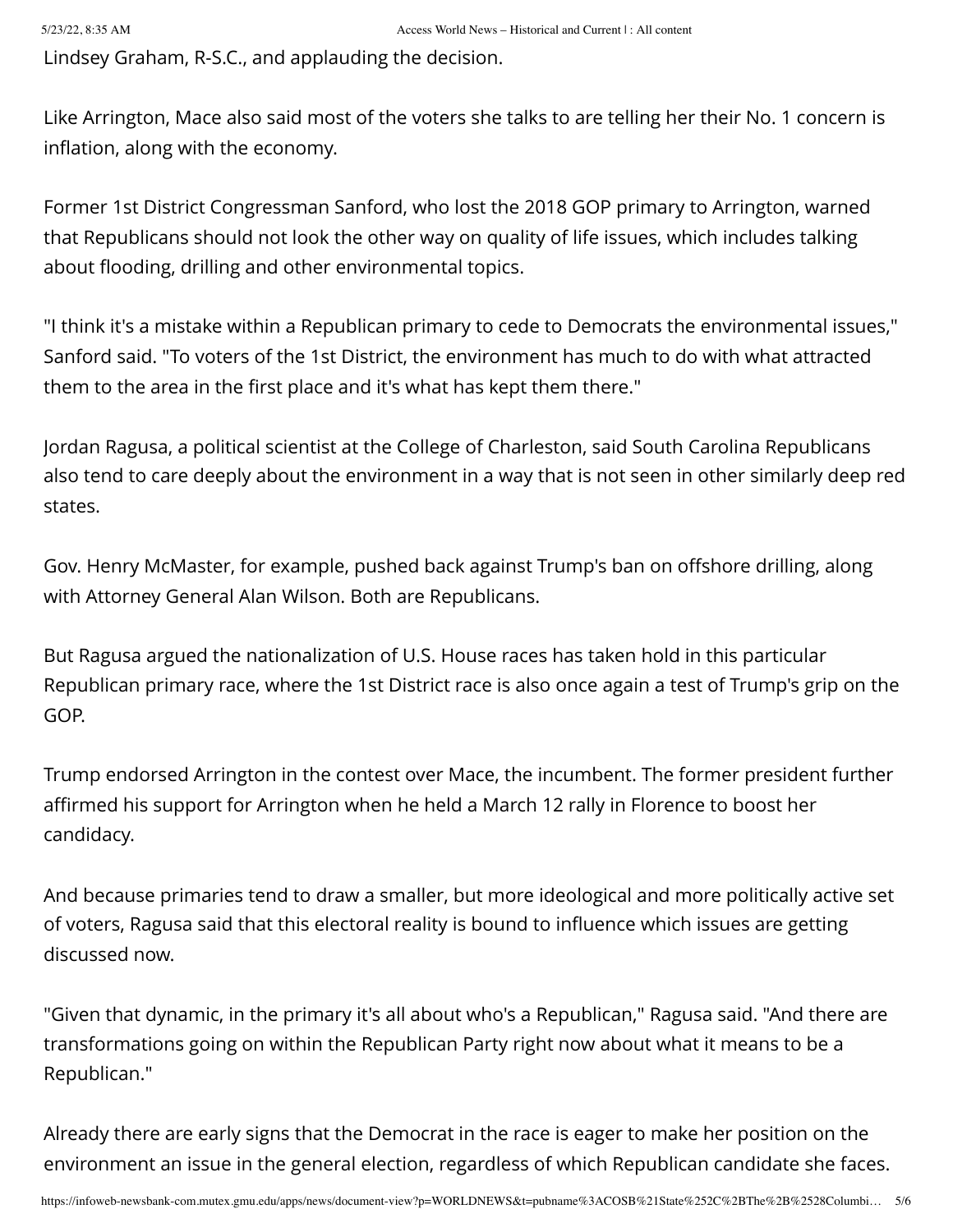Lindsey Graham, R-S.C., and applauding the decision.

Like Arrington, Mace also said most of the voters she talks to are telling her their No. 1 concern is inflation, along with the economy.

Former 1st District Congressman Sanford, who lost the 2018 GOP primary to Arrington, warned that Republicans should not look the other way on quality of life issues, which includes talking about flooding, drilling and other environmental topics.

"I think it's a mistake within a Republican primary to cede to Democrats the environmental issues," Sanford said. "To voters of the 1st District, the environment has much to do with what attracted them to the area in the first place and it's what has kept them there."

Jordan Ragusa, a political scientist at the College of Charleston, said South Carolina Republicans also tend to care deeply about the environment in a way that is not seen in other similarly deep red states.

Gov. Henry McMaster, for example, pushed back against Trump's ban on offshore drilling, along with Attorney General Alan Wilson. Both are Republicans.

But Ragusa argued the nationalization of U.S. House races has taken hold in this particular Republican primary race, where the 1st District race is also once again a test of Trump's grip on the GOP.

Trump endorsed Arrington in the contest over Mace, the incumbent. The former president further affirmed his support for Arrington when he held a March 12 rally in Florence to boost her candidacy.

And because primaries tend to draw a smaller, but more ideological and more politically active set of voters, Ragusa said that this electoral reality is bound to influence which issues are getting discussed now.

"Given that dynamic, in the primary it's all about who's a Republican," Ragusa said. "And there are transformations going on within the Republican Party right now about what it means to be a Republican."

Already there are early signs that the Democrat in the race is eager to make her position on the environment an issue in the general election, regardless of which Republican candidate she faces.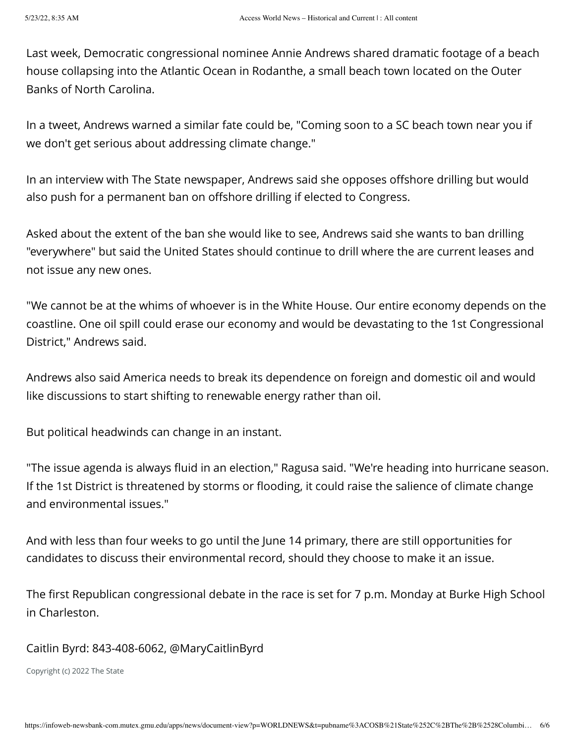Last week, Democratic congressional nominee Annie Andrews shared dramatic footage of a beach house collapsing into the Atlantic Ocean in Rodanthe, a small beach town located on the Outer Banks of North Carolina.

In a tweet, Andrews warned a similar fate could be, "Coming soon to a SC beach town near you if we don't get serious about addressing climate change."

In an interview with The State newspaper, Andrews said she opposes offshore drilling but would also push for a permanent ban on offshore drilling if elected to Congress.

Asked about the extent of the ban she would like to see, Andrews said she wants to ban drilling "everywhere" but said the United States should continue to drill where the are current leases and not issue any new ones.

"We cannot be at the whims of whoever is in the White House. Our entire economy depends on the coastline. One oil spill could erase our economy and would be devastating to the 1st Congressional District," Andrews said.

Andrews also said America needs to break its dependence on foreign and domestic oil and would like discussions to start shifting to renewable energy rather than oil.

But political headwinds can change in an instant.

"The issue agenda is always fluid in an election," Ragusa said. "We're heading into hurricane season. If the 1st District is threatened by storms or flooding, it could raise the salience of climate change and environmental issues."

And with less than four weeks to go until the June 14 primary, there are still opportunities for candidates to discuss their environmental record, should they choose to make it an issue.

The first Republican congressional debate in the race is set for 7 p.m. Monday at Burke High School in Charleston.

Caitlin Byrd: 843-408-6062, @MaryCaitlinByrd

Copyright (c) 2022 The State